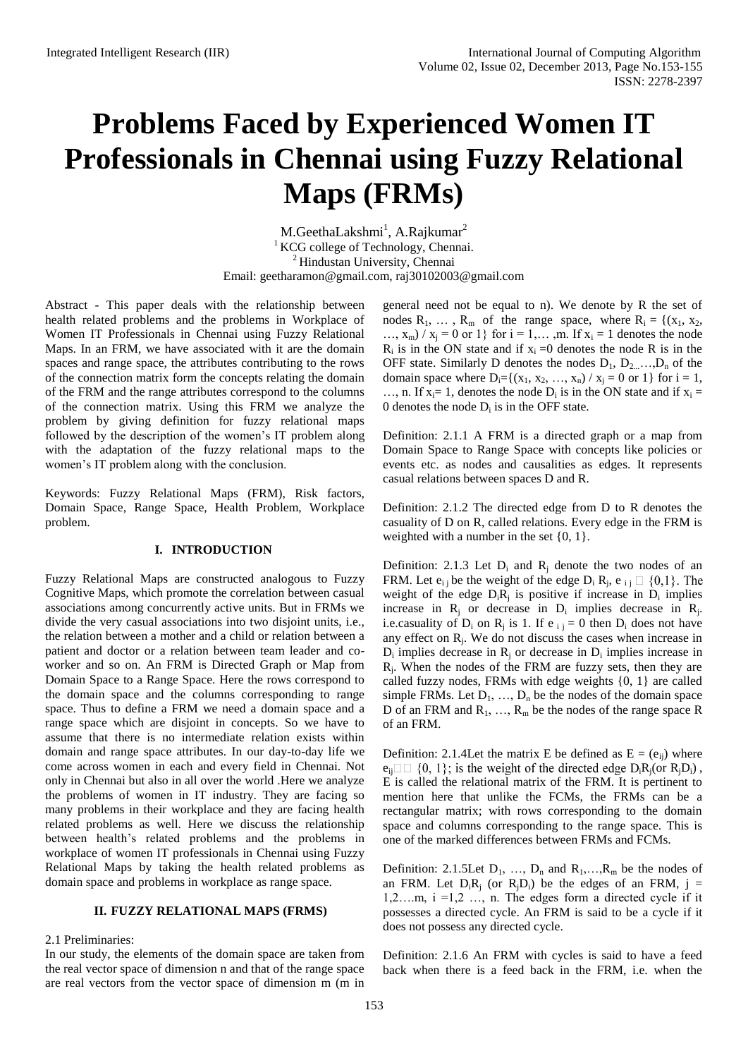# Problems Faced by Experienced Women IT Professionals in Chennai using Fuzzy Relational Maps (FRMs)

M.GeethaLakshmi[1], A.Rajkumar[2]

[1] KCG college of Technology, Chennai.

[2] Hindustan University, Chennai

Email: geetharamon@gmail.com, raj30102003@gmail.com

Abstract - This paper deals with the relationship between health related problems and the problems in Workplace of Women IT Professionals in Chennai using Fuzzy Relational Maps. In an FRM, we have associated with it are the domain spaces and range space, the attributes contributing to the rows of the connection matrix form the concepts relating the domain of the FRM and the range attributes correspond to the columns of the connection matrix. Using this FRM we analyze the problem by giving definition for fuzzy relational maps followed by the description of the women's IT problem along with the adaptation of the fuzzy relational maps to the women's IT problem along with the conclusion.

Keywords: Fuzzy Relational Maps (FRM), Risk factors, Domain Space, Range Space, Health Problem, Workplace problem.

## I. INTRODUCTION

Fuzzy Relational Maps are constructed analogous to Fuzzy Cognitive Maps, which promote the correlation between casual associations among concurrently active units. But in FRMs we divide the very casual associations into two disjoint units, i.e., the relation between a mother and a child or relation between a patient and doctor or a relation between team leader and co-worker and so on. An FRM is Directed Graph or Map from Domain Space to a Range Space. Here the rows correspond to the domain space and the columns corresponding to range space. Thus to define a FRM we need a domain space and a range space which are disjoint in concepts. So we have to assume that there is no intermediate relation exists within domain and range space attributes. In our day-to-day life we come across women in each and every field in Chennai. Not only in Chennai but also in all over the world .Here we analyze the problems of women in IT industry. They are facing so many problems in their workplace and they are facing health related problems as well. Here we discuss the relationship between health's related problems and the problems in workplace of women IT professionals in Chennai using Fuzzy Relational Maps by taking the health related problems as domain space and problems in workplace as range space.

## II. FUZZY RELATIONAL MAPS (FRMS)

2.1 Preliminaries:

In our study, the elements of the domain space are taken from the real vector space of dimension n and that of the range space are real vectors from the vector space of dimension m (m in general need not be equal to n). We denote by R the set of nodes $R_1, \ldots, R_m$ of the range space, where $R_i = \{(x_1, x_2, \ldots, x_m) / x_j = 0 \text{ or } 1\}$ for $i = 1,\ldots, m$. If $x_i = 1$ denotes the node $R_i$ is in the ON state and if $x_i = 0$ denotes the node R is in the OFF state. Similarly D denotes the nodes $D_1, D_2, \ldots, D_n$ of the domain space where $D_i = \{(x_1, x_2, \ldots, x_n) / x_j = 0 \text{ or } 1\}$ for $i = 1, \ldots, n$. If $x_i = 1$, denotes the node $D_i$ is in the ON state and if $x_i = 0$ denotes the node $D_i$ is in the OFF state.

Definition: 2.1.1 A FRM is a directed graph or a map from Domain Space to Range Space with concepts like policies or events etc. as nodes and causalities as edges. It represents casual relations between spaces D and R.

Definition: 2.1.2 The directed edge from D to R denotes the casuality of D on R, called relations. Every edge in the FRM is weighted with a number in the set {0, 1}.

Definition: 2.1.3 Let $D_i$ and $R_j$ denote the two nodes of an FRM. Let $e_{ij}$ be the weight of the edge $D_i R_j$, $e_{ij} \in \{0,1\}$. The weight of the edge $D_i R_j$ is positive if increase in $D_i$ implies increase in $R_j$ or decrease in $D_i$ implies decrease in $R_j$. i.e.casuality of $D_i$ on $R_j$ is 1. If $e_{ij} = 0$ then $D_i$ does not have any effect on $R_j$. We do not discuss the cases when increase in $D_i$ implies decrease in $R_j$ or decrease in $D_i$ implies increase in $R_j$. When the nodes of the FRM are fuzzy sets, then they are called fuzzy nodes, FRMs with edge weights {0, 1} are called simple FRMs. Let $D_1, \ldots, D_n$ be the nodes of the domain space D of an FRM and $R_1, \ldots, R_m$ be the nodes of the range space R of an FRM.

Definition: 2.1.4Let the matrix E be defined as $E = (e_{ij})$ where $e_{ij} \in \{0, 1\}$; is the weight of the directed edge $D_i R_j$(or $R_j D_i$) , E is called the relational matrix of the FRM. It is pertinent to mention here that unlike the FCMs, the FRMs can be a rectangular matrix; with rows corresponding to the domain space and columns corresponding to the range space. This is one of the marked differences between FRMs and FCMs.

Definition: 2.1.5Let $D_1, \ldots, D_n$ and $R_1, \ldots, R_m$ be the nodes of an FRM. Let $D_i R_j$ (or $R_j D_i$) be the edges of an FRM, $j = 1,2\ldots.m$, $i = 1,2 \ldots, n$. The edges form a directed cycle if it possesses a directed cycle. An FRM is said to be a cycle if it does not possess any directed cycle.

Definition: 2.1.6 An FRM with cycles is said to have a feed back when there is a feed back in the FRM, i.e. when the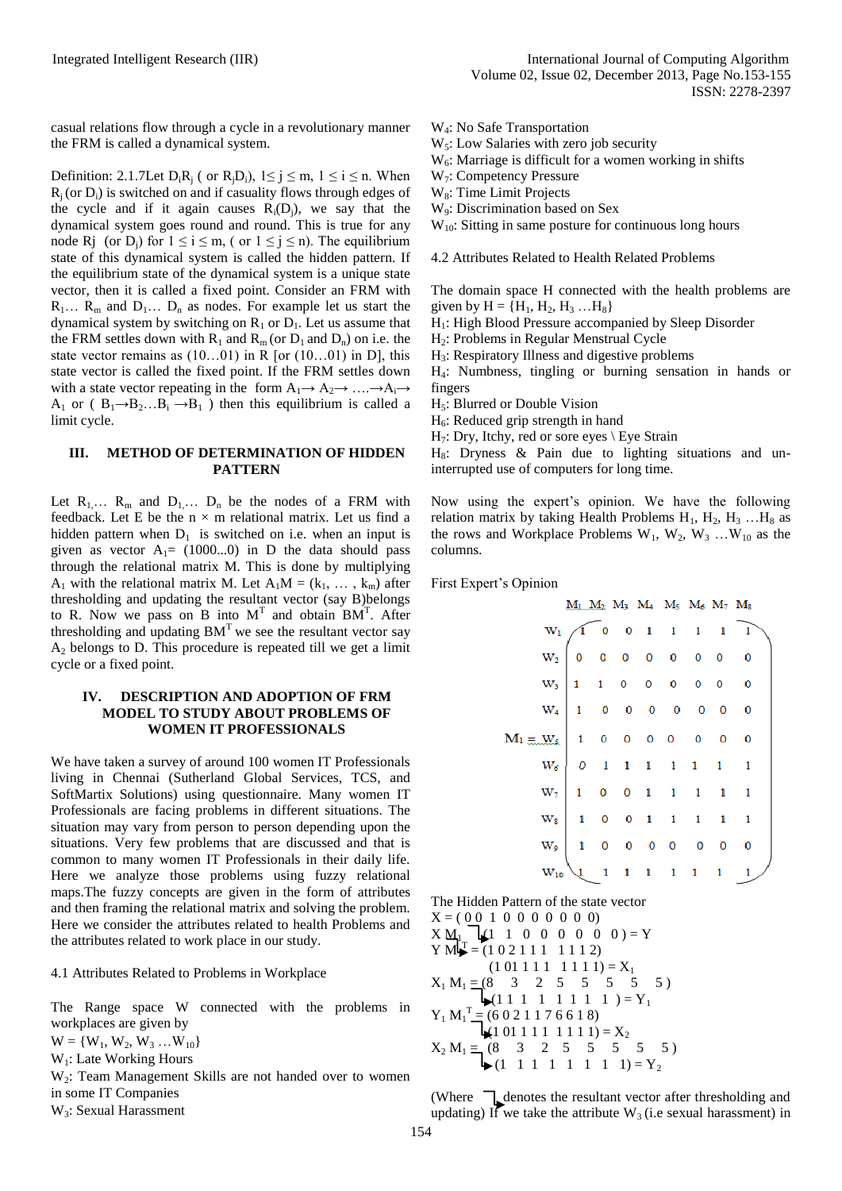casual relations flow through a cycle in a revolutionary manner the FRM is called a dynamical system.

Definition: 2.1.7Let $D_iR_j$ ( or $R_jD_i$), $1 \leq j \leq m$, $1 \leq i \leq n$. When $R_j$ (or $D_i$) is switched on and if casuality flows through edges of the cycle and if it again causes $R_i(D_j)$, we say that the dynamical system goes round and round. This is true for any node Rj (or $D_j$) for $1 \leq i \leq m$, ( or $1 \leq j \leq n$). The equilibrium state of this dynamical system is called the hidden pattern. If the equilibrium state of the dynamical system is a unique state vector, then it is called a fixed point. Consider an FRM with $R_1 \ldots R_m$ and $D_1 \ldots D_n$ as nodes. For example let us start the dynamical system by switching on $R_1$ or $D_1$. Let us assume that the FRM settles down with $R_1$ and $R_m$ (or $D_1$ and $D_n$) on i.e. the state vector remains as (10…01) in R [or (10…01) in D], this state vector is called the fixed point. If the FRM settles down with a state vector repeating in the form $A_1 \rightarrow A_2 \rightarrow \ldots \rightarrow A_i \rightarrow A_1$ or ( $B_1 \rightarrow B_2 \ldots B_i \rightarrow B_1$ ) then this equilibrium is called a limit cycle.

## III. METHOD OF DETERMINATION OF HIDDEN PATTERN

Let $R_1, \ldots R_m$ and $D_1, \ldots D_n$ be the nodes of a FRM with feedback. Let E be the n × m relational matrix. Let us find a hidden pattern when $D_1$ is switched on i.e. when an input is given as vector $A_1$= (1000...0) in D the data should pass through the relational matrix M. This is done by multiplying $A_1$ with the relational matrix M. Let $A_1M = (k_1, \ldots, k_m)$ after thresholding and updating the resultant vector (say B)belongs to R. Now we pass on B into $M^T$ and obtain $BM^T$. After thresholding and updating $BM^T$ we see the resultant vector say $A_2$ belongs to D. This procedure is repeated till we get a limit cycle or a fixed point.

## IV. DESCRIPTION AND ADOPTION OF FRM MODEL TO STUDY ABOUT PROBLEMS OF WOMEN IT PROFESSIONALS

We have taken a survey of around 100 women IT Professionals living in Chennai (Sutherland Global Services, TCS, and SoftMartix Solutions) using questionnaire. Many women IT Professionals are facing problems in different situations. The situation may vary from person to person depending upon the situations. Very few problems that are discussed and that is common to many women IT Professionals in their daily life. Here we analyze those problems using fuzzy relational maps.The fuzzy concepts are given in the form of attributes and then framing the relational matrix and solving the problem. Here we consider the attributes related to health Problems and the attributes related to work place in our study.

### 4.1 Attributes Related to Problems in Workplace

The Range space W connected with the problems in workplaces are given by

$W = \{W_1, W_2, W_3 \ldots W_{10}\}$

$W_1$: Late Working Hours

$W_2$: Team Management Skills are not handed over to women in some IT Companies

$W_3$: Sexual Harassment

$W_4$: No Safe Transportation

$W_5$: Low Salaries with zero job security

$W_6$: Marriage is difficult for a women working in shifts

$W_7$: Competency Pressure

$W_8$: Time Limit Projects

$W_9$: Discrimination based on Sex

$W_{10}$: Sitting in same posture for continuous long hours

### 4.2 Attributes Related to Health Related Problems

The domain space H connected with the health problems are given by $H = \{H_1, H_2, H_3 \ldots H_8\}$

$H_1$: High Blood Pressure accompanied by Sleep Disorder

$H_2$: Problems in Regular Menstrual Cycle

$H_3$: Respiratory Illness and digestive problems

$H_4$: Numbness, tingling or burning sensation in hands or fingers

$H_5$: Blurred or Double Vision

$H_6$: Reduced grip strength in hand

$H_7$: Dry, Itchy, red or sore eyes \ Eye Strain

$H_8$: Dryness & Pain due to lighting situations and un-interrupted use of computers for long time.

Now using the expert's opinion. We have the following relation matrix by taking Health Problems $H_1, H_2, H_3 \ldots H_8$ as the rows and Workplace Problems $W_1, W_2, W_3 \ldots W_{10}$ as the columns.

First Expert's Opinion

$$M_1 = \begin{array}{c} \\ W_1 \\ W_2 \\ W_3 \\ W_4 \\ W_5 \\ W_6 \\ W_7 \\ W_8 \\ W_9 \\ W_{10} \end{array} \begin{array}{c} \begin{array}{cccccccc} M_1 & M_2 & M_3 & M_4 & M_5 & M_6 & M_7 & M_8 \end{array} \\ \begin{pmatrix} 1 & 0 & 0 & 1 & 1 & 1 & 1 & 1 \\ 0 & 0 & 0 & 0 & 0 & 0 & 0 & 0 \\ 1 & 1 & 0 & 0 & 0 & 0 & 0 & 0 \\ 1 & 0 & 0 & 0 & 0 & 0 & 0 & 0 \\ 1 & 0 & 0 & 0 & 0 & 0 & 0 & 0 \\ 0 & 1 & 1 & 1 & 1 & 1 & 1 & 1 \\ 1 & 0 & 0 & 1 & 1 & 1 & 1 & 1 \\ 1 & 0 & 0 & 1 & 1 & 1 & 1 & 1 \\ 1 & 0 & 0 & 0 & 0 & 0 & 0 & 0 \\ 1 & 1 & 1 & 1 & 1 & 1 & 1 & 1 \end{pmatrix} \end{array}$$

The Hidden Pattern of the state vector

X = ( 0 0 1 0 0 0 0 0 0 0)

$X M_1 \hookrightarrow$ (1 1 0 0 0 0 0 0 ) = Y

$Y M_1^T$ = (1 0 2 1 1 1 1 1 1 2)

(1 0 1 1 1 1 1 1 1 1) = $X_1$

$X_1 M_1$ = (8 3 2 5 5 5 5 5 )

$\hookrightarrow$ (1 1 1 1 1 1 1 1 ) = $Y_1$

$Y_1 M_1^T$ = (6 0 2 1 1 7 6 6 1 8)

$\hookrightarrow$ (1 0 1 1 1 1 1 1 1 1) = $X_2$

$X_2 M_1$ = (8 3 2 5 5 5 5 5 )

$\hookrightarrow$ (1 1 1 1 1 1 1 1) = $Y_2$

(Where $\hookrightarrow$ denotes the resultant vector after thresholding and updating) If we take the attribute $W_3$ (i.e sexual harassment) in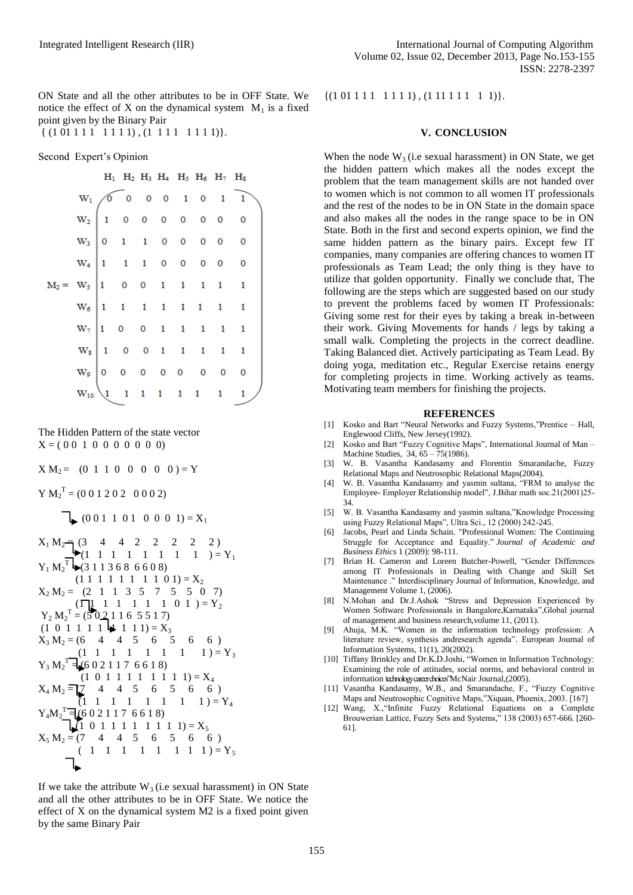ON State and all the other attributes to be in OFF State. We notice the effect of X on the dynamical system $M_1$ is a fixed point given by the Binary Pair
{ (1 01 1 1 1  1 1 1 1) , (1 1 1 1  1 1 1 1)}.

Second Expert's Opinion

$$M_2 = \begin{array}{c} W_1 \\ W_2 \\ W_3 \\ W_4 \\ W_5 \\ W_6 \\ W_7 \\ W_8 \\ W_9 \\ W_{10} \end{array} \overset{\begin{array}{cccccccc} H_1 & H_2 & H_3 & H_4 & H_5 & H_6 & H_7 & H_8 \end{array}}{\begin{pmatrix} 0 & 0 & 0 & 0 & 1 & 0 & 1 & 1 \\ 1 & 0 & 0 & 0 & 0 & 0 & 0 & 0 \\ 0 & 1 & 1 & 0 & 0 & 0 & 0 & 0 \\ 1 & 1 & 1 & 0 & 0 & 0 & 0 & 0 \\ 1 & 0 & 0 & 1 & 1 & 1 & 1 & 1 \\ 1 & 1 & 1 & 1 & 1 & 1 & 1 & 1 \\ 1 & 0 & 0 & 1 & 1 & 1 & 1 & 1 \\ 1 & 0 & 0 & 1 & 1 & 1 & 1 & 1 \\ 0 & 0 & 0 & 0 & 0 & 0 & 0 & 0 \\ 1 & 1 & 1 & 1 & 1 & 1 & 1 & 1 \end{pmatrix}}$$

The Hidden Pattern of the state vector
X = ( 0 0  1  0  0  0  0  0  0  0)

$X M_2$ = (0  1  1  0  0  0  0  0 ) = Y

$Y M_2^T$ = (0 0 1 2 0 2  0 0 0 2)

↳ (0 0 1  1  0 1  0  0  0  1) = $X_1$

$X_1 M_2$ = (3  4  4  2  2  2  2  2 )
↳ (1  1  1  1  1  1  1  1 ) = $Y_1$

$Y_1 M_2^T$ ↳ (3 1 1 3 6 8  6 6 0 8)
(1 1  1  1  1  1  1  1  0  1) = $X_2$

$X_2 M_2$ = (2  1  1  3  5  7  5  5  0  7)
↳ (1  1  1  1  1  1  0  1 ) = $Y_2$

$Y_2 M_2^T$ = (5 0 2 1 1 6  5 5 1 7)
(1  0  1  1  1  1 ↳ 1  1  1) = $X_3$

$X_3 M_2$ = (6  4  4  5  6  5  6  6 )
(1  1  1  1  1  1  1  1 ) = $Y_3$

$Y_3 M_2^T$ = ↳ (6 0 2 1 1 7  6 6 1 8)
(1  0  1  1  1  1  1  1  1  1) = $X_4$

$X_4 M_2$ = ↳ (7  4  4  5  6  5  6  6 )
(1  1  1  1  1  1  1  1 ) = $Y_4$

$Y_4 M_2^T$ = ↳ (6 0 2 1 1 7  6 6 1 8)
↳ (1  0  1  1  1  1  1  1  1  1) = $X_5$

$X_5 M_2$ = (7  4  4  5  6  5  6  6 )
( 1  1  1  1  1  1  1  1 ) = $Y_5$
↳

If we take the attribute $W_3$ (i.e sexual harassment) in ON State and all the other attributes to be in OFF State. We notice the effect of X on the dynamical system M2 is a fixed point given by the same Binary Pair

{(1 01 1 1 1  1 1 1 1) , (1 11 1 1 1  1  1)}.

## V. CONCLUSION

When the node $W_3$ (i.e sexual harassment) in ON State, we get the hidden pattern which makes all the nodes except the problem that the team management skills are not handed over to women which is not common to all women IT professionals and the rest of the nodes to be in ON State in the domain space and also makes all the nodes in the range space to be in ON State. Both in the first and second experts opinion, we find the same hidden pattern as the binary pairs. Except few IT companies, many companies are offering chances to women IT professionals as Team Lead; the only thing is they have to utilize that golden opportunity. Finally we conclude that, The following are the steps which are suggested based on our study to prevent the problems faced by women IT Professionals: Giving some rest for their eyes by taking a break in-between their work. Giving Movements for hands / legs by taking a small walk. Completing the projects in the correct deadline. Taking Balanced diet. Actively participating as Team Lead. By doing yoga, meditation etc., Regular Exercise retains energy for completing projects in time. Working actively as teams. Motivating team members for finishing the projects.

## REFERENCES

[1] Kosko and Bart "Neural Networks and Fuzzy Systems,"Prentice – Hall, Englewood Cliffs, New Jersey(1992).

[2] Kosko and Bart "Fuzzy Cognitive Maps", International Journal of Man – Machine Studies, 34, 65 – 75(1986).

[3] W. B. Vasantha Kandasamy and Florentin Smarandache, Fuzzy Relational Maps and Neutrosophic Relational Maps(2004).

[4] W. B. Vasantha Kandasamy and yasmin sultana, "FRM to analyse the Employee- Employer Relationship model", J.Bihar math soc.21(2001)25-34.

[5] W. B. Vasantha Kandasamy and yasmin sultana,"Knowledge Processing using Fuzzy Relational Maps", Ultra Sci., 12 (2000) 242-245.

[6] Jacobs, Pearl and Linda Schain. "Professional Women: The Continuing Struggle for Acceptance and Equality." *Journal of Academic and Business Ethics* 1 (2009): 98-111.

[7] Brian H. Cameron and Loreen Butcher-Powell, "Gender Differences among IT Professionals in Dealing with Change and Skill Set Maintenance ." Interdisciplinary Journal of Information, Knowledge, and Management Volume 1, (2006).

[8] N.Mohan and Dr.J.Ashok "Stress and Depression Experienced by Women Software Professionals in Bangalore,Karnataka",Global journal of management and business research,volume 11, (2011).

[9] Ahuja, M.K. "Women in the information technology profession: A literature review, synthesis andresearch agenda". European Journal of Information Systems, 11(1), 20(2002).

[10] Tiffany Brinkley and Dr.K.D.Joshi, "Women in Information Technology: Examining the role of attitudes, social norms, and behavioral control in information technologycareerchoices"McNair Journal,(2005).

[11] Vasantha Kandasamy, W.B., and Smarandache, F., "Fuzzy Cognitive Maps and Neutrosophic Cognitive Maps,"Xiquan, Phoenix, 2003. [167]

[12] Wang, X.,"Infinite Fuzzy Relational Equations on a Complete Brouwerian Lattice, Fuzzy Sets and Systems," 138 (2003) 657-666. [260-61].